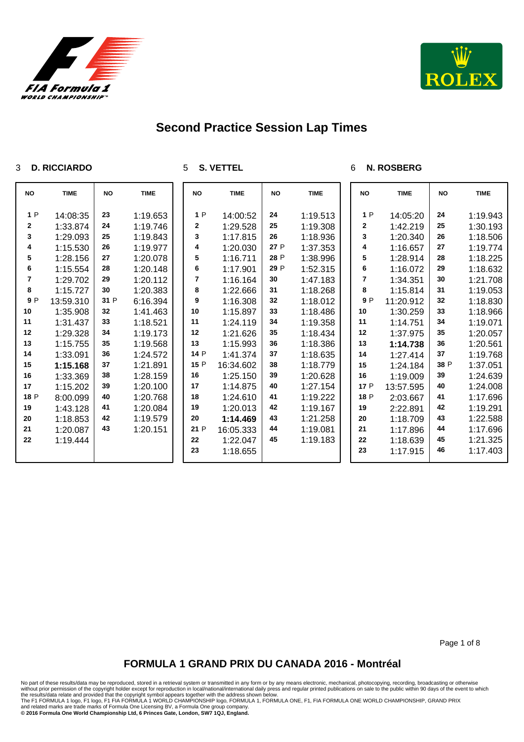# Second Practice Session Lap Times

## 3 D. RICCIARDO

| NO | TIME | NO | TIME |
|---|---|---|---|
| 1 P | 14:08:35 | 23 | 1:19.653 |
| 2 | 1:33.874 | 24 | 1:19.746 |
| 3 | 1:29.093 | 25 | 1:19.843 |
| 4 | 1:15.530 | 26 | 1:19.977 |
| 5 | 1:28.156 | 27 | 1:20.078 |
| 6 | 1:15.554 | 28 | 1:20.148 |
| 7 | 1:29.702 | 29 | 1:20.112 |
| 8 | 1:15.727 | 30 | 1:20.383 |
| 9 P | 13:59.310 | 31 P | 6:16.394 |
| 10 | 1:35.908 | 32 | 1:41.463 |
| 11 | 1:31.437 | 33 | 1:18.521 |
| 12 | 1:29.328 | 34 | 1:19.173 |
| 13 | 1:15.755 | 35 | 1:19.568 |
| 14 | 1:33.091 | 36 | 1:24.572 |
| 15 | **1:15.168** | 37 | 1:21.891 |
| 16 | 1:33.369 | 38 | 1:28.159 |
| 17 | 1:15.202 | 39 | 1:20.100 |
| 18 P | 8:00.099 | 40 | 1:20.768 |
| 19 | 1:43.128 | 41 | 1:20.084 |
| 20 | 1:18.853 | 42 | 1:19.579 |
| 21 | 1:20.087 | 43 | 1:20.151 |
| 22 | 1:19.444 | | |

## 5 S. VETTEL

| NO | TIME | NO | TIME |
|---|---|---|---|
| 1 P | 14:00:52 | 24 | 1:19.513 |
| 2 | 1:29.528 | 25 | 1:19.308 |
| 3 | 1:17.815 | 26 | 1:18.936 |
| 4 | 1:20.030 | 27 P | 1:37.353 |
| 5 | 1:16.711 | 28 P | 1:38.996 |
| 6 | 1:17.901 | 29 P | 1:52.315 |
| 7 | 1:16.164 | 30 | 1:47.183 |
| 8 | 1:22.666 | 31 | 1:18.268 |
| 9 | 1:16.308 | 32 | 1:18.012 |
| 10 | 1:15.897 | 33 | 1:18.486 |
| 11 | 1:24.119 | 34 | 1:19.358 |
| 12 | 1:21.626 | 35 | 1:18.434 |
| 13 | 1:15.993 | 36 | 1:18.386 |
| 14 P | 1:41.374 | 37 | 1:18.635 |
| 15 P | 16:34.602 | 38 | 1:18.779 |
| 16 | 1:25.150 | 39 | 1:20.628 |
| 17 | 1:14.875 | 40 | 1:27.154 |
| 18 | 1:24.610 | 41 | 1:19.222 |
| 19 | 1:20.013 | 42 | 1:19.167 |
| 20 | **1:14.469** | 43 | 1:21.258 |
| 21 P | 16:05.333 | 44 | 1:19.081 |
| 22 | 1:22.047 | 45 | 1:19.183 |
| 23 | 1:18.655 | | |

## 6 N. ROSBERG

| NO | TIME | NO | TIME |
|---|---|---|---|
| 1 P | 14:05:20 | 24 | 1:19.943 |
| 2 | 1:42.219 | 25 | 1:30.193 |
| 3 | 1:20.340 | 26 | 1:18.506 |
| 4 | 1:16.657 | 27 | 1:19.774 |
| 5 | 1:28.914 | 28 | 1:18.225 |
| 6 | 1:16.072 | 29 | 1:18.632 |
| 7 | 1:34.351 | 30 | 1:21.708 |
| 8 | 1:15.814 | 31 | 1:19.053 |
| 9 P | 11:20.912 | 32 | 1:18.830 |
| 10 | 1:30.259 | 33 | 1:18.966 |
| 11 | 1:14.751 | 34 | 1:19.071 |
| 12 | 1:37.975 | 35 | 1:20.057 |
| 13 | **1:14.738** | 36 | 1:20.561 |
| 14 | 1:27.414 | 37 | 1:19.768 |
| 15 | 1:24.184 | 38 P | 1:37.051 |
| 16 | 1:19.009 | 39 | 1:24.639 |
| 17 P | 13:57.595 | 40 | 1:24.008 |
| 18 P | 2:03.667 | 41 | 1:17.696 |
| 19 | 2:22.891 | 42 | 1:19.291 |
| 20 | 1:18.709 | 43 | 1:22.588 |
| 21 | 1:17.896 | 44 | 1:17.696 |
| 22 | 1:18.639 | 45 | 1:21.325 |
| 23 | 1:17.915 | 46 | 1:17.403 |

## FORMULA 1 GRAND PRIX DU CANADA 2016 - Montréal

No part of these results/data may be reproduced, stored in a retrieval system or transmitted in any form or by any means electronic, mechanical, photocopying, recording, broadcasting or otherwise without prior permission of the copyright holder except for reproduction in local/national/international daily press and regular printed publications on sale to the public within 90 days of the event to which the results/data relate and provided that the copyright symbol appears together with the address shown below.
The F1 FORMULA 1 logo, F1 logo, F1 FIA FORMULA 1 WORLD CHAMPIONSHIP logo, FORMULA 1, FORMULA ONE, F1, FIA FORMULA ONE WORLD CHAMPIONSHIP, GRAND PRIX and related marks are trade marks of Formula One Licensing BV, a Formula One group company.
**© 2016 Formula One World Championship Ltd, 6 Princes Gate, London, SW7 1QJ, England.**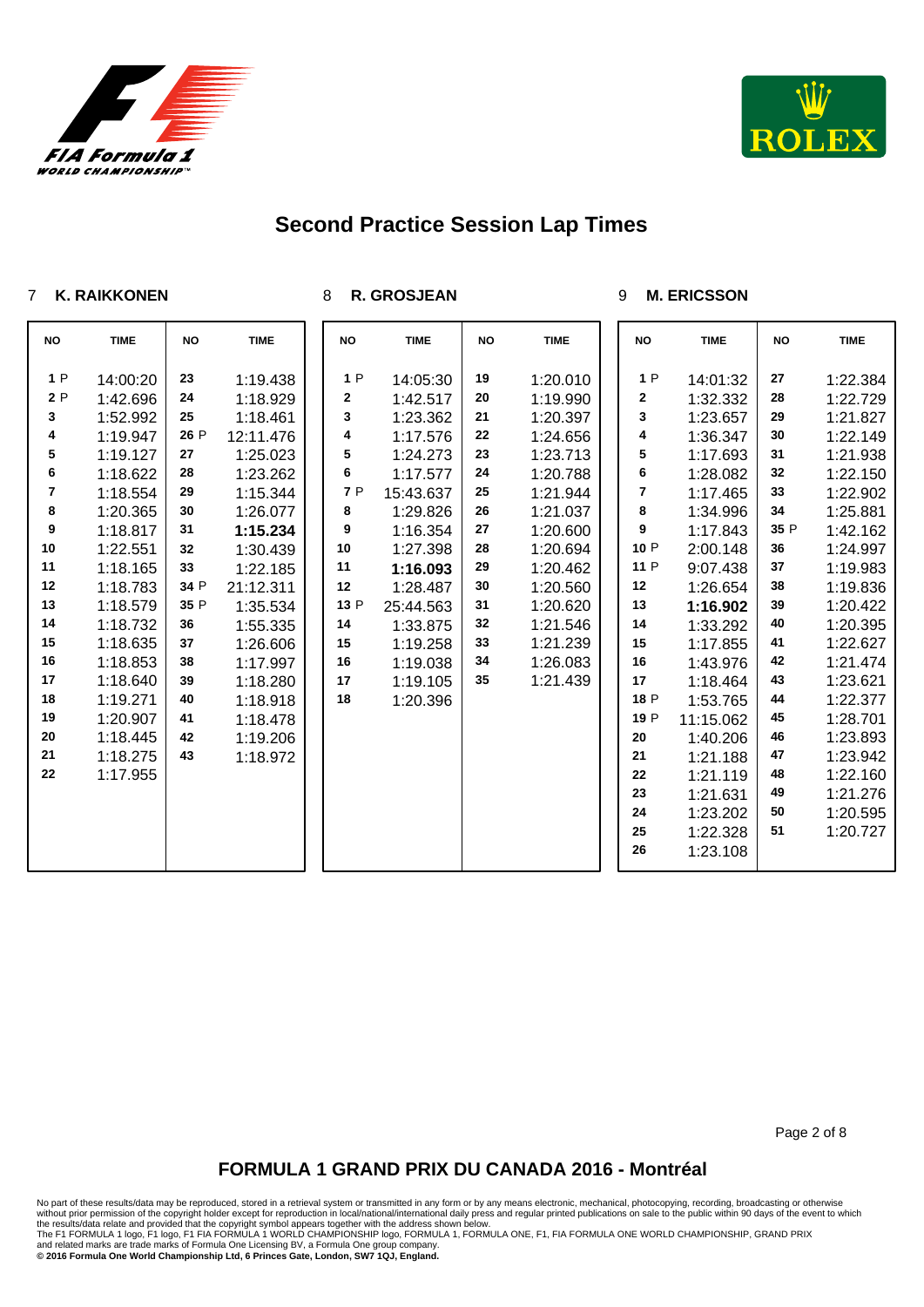# Second Practice Session Lap Times

## 7 K. RAIKKONEN

| NO | TIME | NO | TIME |
|---|---|---|---|
| 1 P | 14:00:20 | 23 | 1:19.438 |
| 2 P | 1:42.696 | 24 | 1:18.929 |
| 3 | 1:52.992 | 25 | 1:18.461 |
| 4 | 1:19.947 | 26 P | 12:11.476 |
| 5 | 1:19.127 | 27 | 1:25.023 |
| 6 | 1:18.622 | 28 | 1:23.262 |
| 7 | 1:18.554 | 29 | 1:15.344 |
| 8 | 1:20.365 | 30 | 1:26.077 |
| 9 | 1:18.817 | 31 | **1:15.234** |
| 10 | 1:22.551 | 32 | 1:30.439 |
| 11 | 1:18.165 | 33 | 1:22.185 |
| 12 | 1:18.783 | 34 P | 21:12.311 |
| 13 | 1:18.579 | 35 P | 1:35.534 |
| 14 | 1:18.732 | 36 | 1:55.335 |
| 15 | 1:18.635 | 37 | 1:26.606 |
| 16 | 1:18.853 | 38 | 1:17.997 |
| 17 | 1:18.640 | 39 | 1:18.280 |
| 18 | 1:19.271 | 40 | 1:18.918 |
| 19 | 1:20.907 | 41 | 1:18.478 |
| 20 | 1:18.445 | 42 | 1:19.206 |
| 21 | 1:18.275 | 43 | 1:18.972 |
| 22 | 1:17.955 | | |

## 8 R. GROSJEAN

| NO | TIME | NO | TIME |
|---|---|---|---|
| 1 P | 14:05:30 | 19 | 1:20.010 |
| 2 | 1:42.517 | 20 | 1:19.990 |
| 3 | 1:23.362 | 21 | 1:20.397 |
| 4 | 1:17.576 | 22 | 1:24.656 |
| 5 | 1:24.273 | 23 | 1:23.713 |
| 6 | 1:17.577 | 24 | 1:20.788 |
| 7 P | 15:43.637 | 25 | 1:21.944 |
| 8 | 1:29.826 | 26 | 1:21.037 |
| 9 | 1:16.354 | 27 | 1:20.600 |
| 10 | 1:27.398 | 28 | 1:20.694 |
| 11 | **1:16.093** | 29 | 1:20.462 |
| 12 | 1:28.487 | 30 | 1:20.560 |
| 13 P | 25:44.563 | 31 | 1:20.620 |
| 14 | 1:33.875 | 32 | 1:21.546 |
| 15 | 1:19.258 | 33 | 1:21.239 |
| 16 | 1:19.038 | 34 | 1:26.083 |
| 17 | 1:19.105 | 35 | 1:21.439 |
| 18 | 1:20.396 | | |

## 9 M. ERICSSON

| NO | TIME | NO | TIME |
|---|---|---|---|
| 1 P | 14:01:32 | 27 | 1:22.384 |
| 2 | 1:32.332 | 28 | 1:22.729 |
| 3 | 1:23.657 | 29 | 1:21.827 |
| 4 | 1:36.347 | 30 | 1:22.149 |
| 5 | 1:17.693 | 31 | 1:21.938 |
| 6 | 1:28.082 | 32 | 1:22.150 |
| 7 | 1:17.465 | 33 | 1:22.902 |
| 8 | 1:34.996 | 34 | 1:25.881 |
| 9 | 1:17.843 | 35 P | 1:42.162 |
| 10 P | 2:00.148 | 36 | 1:24.997 |
| 11 P | 9:07.438 | 37 | 1:19.983 |
| 12 | 1:26.654 | 38 | 1:19.836 |
| 13 | **1:16.902** | 39 | 1:20.422 |
| 14 | 1:33.292 | 40 | 1:20.395 |
| 15 | 1:17.855 | 41 | 1:22.627 |
| 16 | 1:43.976 | 42 | 1:21.474 |
| 17 | 1:18.464 | 43 | 1:23.621 |
| 18 P | 1:53.765 | 44 | 1:22.377 |
| 19 P | 11:15.062 | 45 | 1:28.701 |
| 20 | 1:40.206 | 46 | 1:23.893 |
| 21 | 1:21.188 | 47 | 1:23.942 |
| 22 | 1:21.119 | 48 | 1:22.160 |
| 23 | 1:21.631 | 49 | 1:21.276 |
| 24 | 1:23.202 | 50 | 1:20.595 |
| 25 | 1:22.328 | 51 | 1:20.727 |
| 26 | 1:23.108 | | |

## FORMULA 1 GRAND PRIX DU CANADA 2016 - Montréal

No part of these results/data may be reproduced, stored in a retrieval system or transmitted in any form or by any means electronic, mechanical, photocopying, recording, broadcasting or otherwise without prior permission of the copyright holder except for reproduction in local/national/international daily press and regular printed publications on sale to the public within 90 days of the event to which the results/data relate and provided that the copyright symbol appears together with the address shown below.
The F1 FORMULA 1 logo, F1 logo, F1 FIA FORMULA 1 WORLD CHAMPIONSHIP logo, FORMULA 1, FORMULA ONE, F1, FIA FORMULA ONE WORLD CHAMPIONSHIP, GRAND PRIX and related marks are trade marks of Formula One Licensing BV, a Formula One group company.
**© 2016 Formula One World Championship Ltd, 6 Princes Gate, London, SW7 1QJ, England.**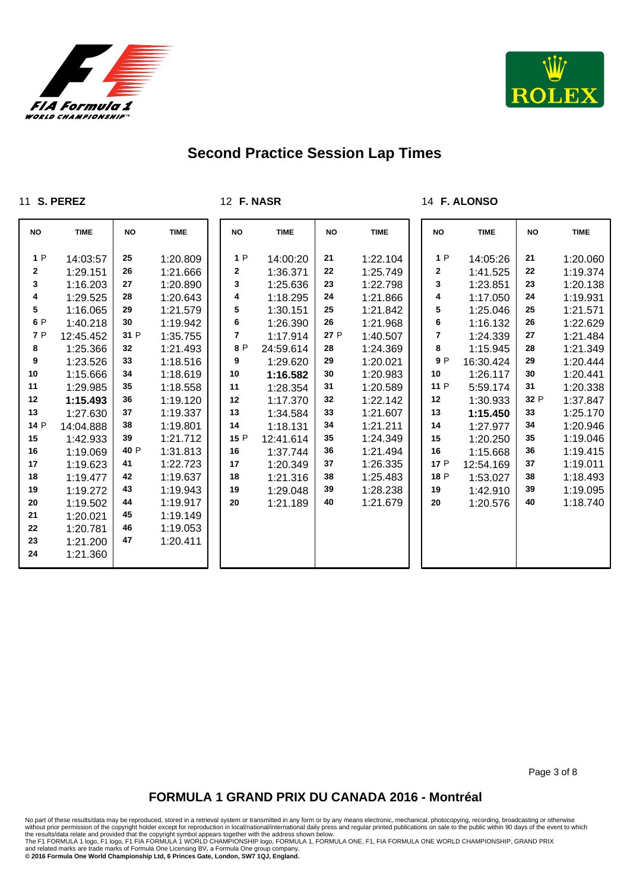# Second Practice Session Lap Times

## 11 S. PEREZ

| NO | TIME | NO | TIME |
|---|---|---|---|
| 1 P | 14:03:57 | 25 | 1:20.809 |
| 2 | 1:29.151 | 26 | 1:21.666 |
| 3 | 1:16.203 | 27 | 1:20.890 |
| 4 | 1:29.525 | 28 | 1:20.643 |
| 5 | 1:16.065 | 29 | 1:21.579 |
| 6 P | 1:40.218 | 30 | 1:19.942 |
| 7 P | 12:45.452 | 31 P | 1:35.755 |
| 8 | 1:25.366 | 32 | 1:21.493 |
| 9 | 1:23.526 | 33 | 1:18.516 |
| 10 | 1:15.666 | 34 | 1:18.619 |
| 11 | 1:29.985 | 35 | 1:18.558 |
| 12 | **1:15.493** | 36 | 1:19.120 |
| 13 | 1:27.630 | 37 | 1:19.337 |
| 14 P | 14:04.888 | 38 | 1:19.801 |
| 15 | 1:42.933 | 39 | 1:21.712 |
| 16 | 1:19.069 | 40 P | 1:31.813 |
| 17 | 1:19.623 | 41 | 1:22.723 |
| 18 | 1:19.477 | 42 | 1:19.637 |
| 19 | 1:19.272 | 43 | 1:19.943 |
| 20 | 1:19.502 | 44 | 1:19.917 |
| 21 | 1:20.021 | 45 | 1:19.149 |
| 22 | 1:20.781 | 46 | 1:19.053 |
| 23 | 1:21.200 | 47 | 1:20.411 |
| 24 | 1:21.360 | | |

## 12 F. NASR

| NO | TIME | NO | TIME |
|---|---|---|---|
| 1 P | 14:00:20 | 21 | 1:22.104 |
| 2 | 1:36.371 | 22 | 1:25.749 |
| 3 | 1:25.636 | 23 | 1:22.798 |
| 4 | 1:18.295 | 24 | 1:21.866 |
| 5 | 1:30.151 | 25 | 1:21.842 |
| 6 | 1:26.390 | 26 | 1:21.968 |
| 7 | 1:17.914 | 27 P | 1:40.507 |
| 8 P | 24:59.614 | 28 | 1:24.369 |
| 9 | 1:29.620 | 29 | 1:20.021 |
| 10 | **1:16.582** | 30 | 1:20.983 |
| 11 | 1:28.354 | 31 | 1:20.589 |
| 12 | 1:17.370 | 32 | 1:22.142 |
| 13 | 1:34.584 | 33 | 1:21.607 |
| 14 | 1:18.131 | 34 | 1:21.211 |
| 15 P | 12:41.614 | 35 | 1:24.349 |
| 16 | 1:37.744 | 36 | 1:21.494 |
| 17 | 1:20.349 | 37 | 1:26.335 |
| 18 | 1:21.316 | 38 | 1:25.483 |
| 19 | 1:29.048 | 39 | 1:28.238 |
| 20 | 1:21.189 | 40 | 1:21.679 |

## 14 F. ALONSO

| NO | TIME | NO | TIME |
|---|---|---|---|
| 1 P | 14:05:26 | 21 | 1:20.060 |
| 2 | 1:41.525 | 22 | 1:19.374 |
| 3 | 1:23.851 | 23 | 1:20.138 |
| 4 | 1:17.050 | 24 | 1:19.931 |
| 5 | 1:25.046 | 25 | 1:21.571 |
| 6 | 1:16.132 | 26 | 1:22.629 |
| 7 | 1:24.339 | 27 | 1:21.484 |
| 8 | 1:15.945 | 28 | 1:21.349 |
| 9 P | 16:30.424 | 29 | 1:20.444 |
| 10 | 1:26.117 | 30 | 1:20.441 |
| 11 P | 5:59.174 | 31 | 1:20.338 |
| 12 | 1:30.933 | 32 P | 1:37.847 |
| 13 | **1:15.450** | 33 | 1:25.170 |
| 14 | 1:27.977 | 34 | 1:20.946 |
| 15 | 1:20.250 | 35 | 1:19.046 |
| 16 | 1:15.668 | 36 | 1:19.415 |
| 17 P | 12:54.169 | 37 | 1:19.011 |
| 18 P | 1:53.027 | 38 | 1:18.493 |
| 19 | 1:42.910 | 39 | 1:19.095 |
| 20 | 1:20.576 | 40 | 1:18.740 |

## FORMULA 1 GRAND PRIX DU CANADA 2016 - Montréal

No part of these results/data may be reproduced, stored in a retrieval system or transmitted in any form or by any means electronic, mechanical, photocopying, recording, broadcasting or otherwise without prior permission of the copyright holder except for reproduction in local/national/international daily press and regular printed publications on sale to the public within 90 days of the event to which the results/data relate and provided that the copyright symbol appears together with the address shown below.
The F1 FORMULA 1 logo, F1 logo, F1 FIA FORMULA 1 WORLD CHAMPIONSHIP logo, FORMULA 1, FORMULA ONE, F1, FIA FORMULA ONE WORLD CHAMPIONSHIP, GRAND PRIX and related marks are trade marks of Formula One Licensing BV, a Formula One group company.
**© 2016 Formula One World Championship Ltd, 6 Princes Gate, London, SW7 1QJ, England.**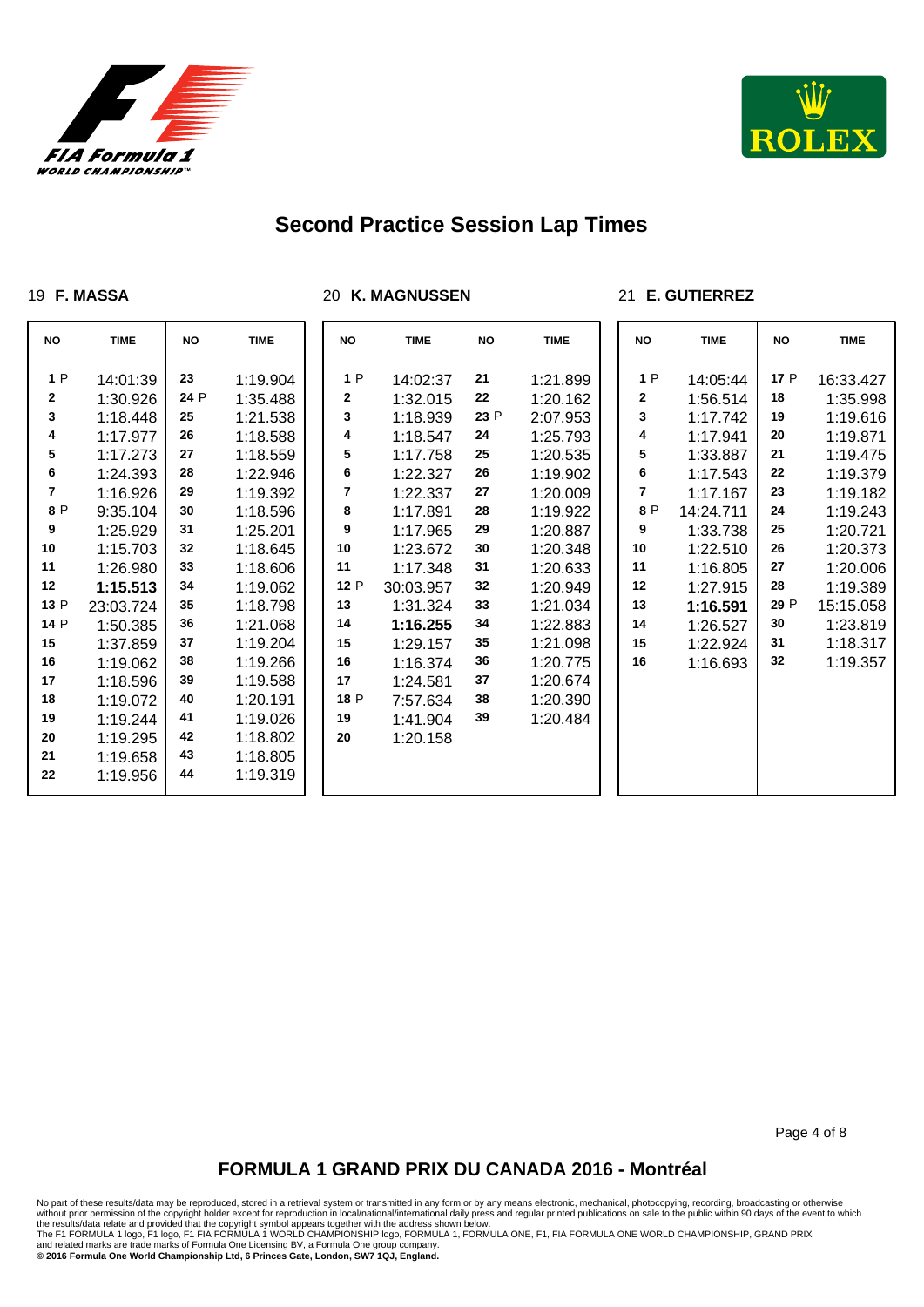# Second Practice Session Lap Times

19 **F. MASSA**

| NO | TIME | NO | TIME |
|---|---|---|---|
| 1 P | 14:01:39 | 23 | 1:19.904 |
| 2 | 1:30.926 | 24 P | 1:35.488 |
| 3 | 1:18.448 | 25 | 1:21.538 |
| 4 | 1:17.977 | 26 | 1:18.588 |
| 5 | 1:17.273 | 27 | 1:18.559 |
| 6 | 1:24.393 | 28 | 1:22.946 |
| 7 | 1:16.926 | 29 | 1:19.392 |
| 8 P | 9:35.104 | 30 | 1:18.596 |
| 9 | 1:25.929 | 31 | 1:25.201 |
| 10 | 1:15.703 | 32 | 1:18.645 |
| 11 | 1:26.980 | 33 | 1:18.606 |
| 12 | **1:15.513** | 34 | 1:19.062 |
| 13 P | 23:03.724 | 35 | 1:18.798 |
| 14 P | 1:50.385 | 36 | 1:21.068 |
| 15 | 1:37.859 | 37 | 1:19.204 |
| 16 | 1:19.062 | 38 | 1:19.266 |
| 17 | 1:18.596 | 39 | 1:19.588 |
| 18 | 1:19.072 | 40 | 1:20.191 |
| 19 | 1:19.244 | 41 | 1:19.026 |
| 20 | 1:19.295 | 42 | 1:18.802 |
| 21 | 1:19.658 | 43 | 1:18.805 |
| 22 | 1:19.956 | 44 | 1:19.319 |

20 **K. MAGNUSSEN**

| NO | TIME | NO | TIME |
|---|---|---|---|
| 1 P | 14:02:37 | 21 | 1:21.899 |
| 2 | 1:32.015 | 22 | 1:20.162 |
| 3 | 1:18.939 | 23 P | 2:07.953 |
| 4 | 1:18.547 | 24 | 1:25.793 |
| 5 | 1:17.758 | 25 | 1:20.535 |
| 6 | 1:22.327 | 26 | 1:19.902 |
| 7 | 1:22.337 | 27 | 1:20.009 |
| 8 | 1:17.891 | 28 | 1:19.922 |
| 9 | 1:17.965 | 29 | 1:20.887 |
| 10 | 1:23.672 | 30 | 1:20.348 |
| 11 | 1:17.348 | 31 | 1:20.633 |
| 12 P | 30:03.957 | 32 | 1:20.949 |
| 13 | 1:31.324 | 33 | 1:21.034 |
| 14 | **1:16.255** | 34 | 1:22.883 |
| 15 | 1:29.157 | 35 | 1:21.098 |
| 16 | 1:16.374 | 36 | 1:20.775 |
| 17 | 1:24.581 | 37 | 1:20.674 |
| 18 P | 7:57.634 | 38 | 1:20.390 |
| 19 | 1:41.904 | 39 | 1:20.484 |
| 20 | 1:20.158 | | |

21 **E. GUTIERREZ**

| NO | TIME | NO | TIME |
|---|---|---|---|
| 1 P | 14:05:44 | 17 P | 16:33.427 |
| 2 | 1:56.514 | 18 | 1:35.998 |
| 3 | 1:17.742 | 19 | 1:19.616 |
| 4 | 1:17.941 | 20 | 1:19.871 |
| 5 | 1:33.887 | 21 | 1:19.475 |
| 6 | 1:17.543 | 22 | 1:19.379 |
| 7 | 1:17.167 | 23 | 1:19.182 |
| 8 P | 14:24.711 | 24 | 1:19.243 |
| 9 | 1:33.738 | 25 | 1:20.721 |
| 10 | 1:22.510 | 26 | 1:20.373 |
| 11 | 1:16.805 | 27 | 1:20.006 |
| 12 | 1:27.915 | 28 | 1:19.389 |
| 13 | **1:16.591** | 29 P | 15:15.058 |
| 14 | 1:26.527 | 30 | 1:23.819 |
| 15 | 1:22.924 | 31 | 1:18.317 |
| 16 | 1:16.693 | 32 | 1:19.357 |

## FORMULA 1 GRAND PRIX DU CANADA 2016 - Montréal

No part of these results/data may be reproduced, stored in a retrieval system or transmitted in any form or by any means electronic, mechanical, photocopying, recording, broadcasting or otherwise without prior permission of the copyright holder except for reproduction in local/national/international daily press and regular printed publications on sale to the public within 90 days of the event to which the results/data relate and provided that the copyright symbol appears together with the address shown below.
The F1 FORMULA 1 logo, F1 logo, F1 FIA FORMULA 1 WORLD CHAMPIONSHIP logo, FORMULA 1, FORMULA ONE, F1, FIA FORMULA ONE WORLD CHAMPIONSHIP, GRAND PRIX and related marks are trade marks of Formula One Licensing BV, a Formula One group company.
**© 2016 Formula One World Championship Ltd, 6 Princes Gate, London, SW7 1QJ, England.**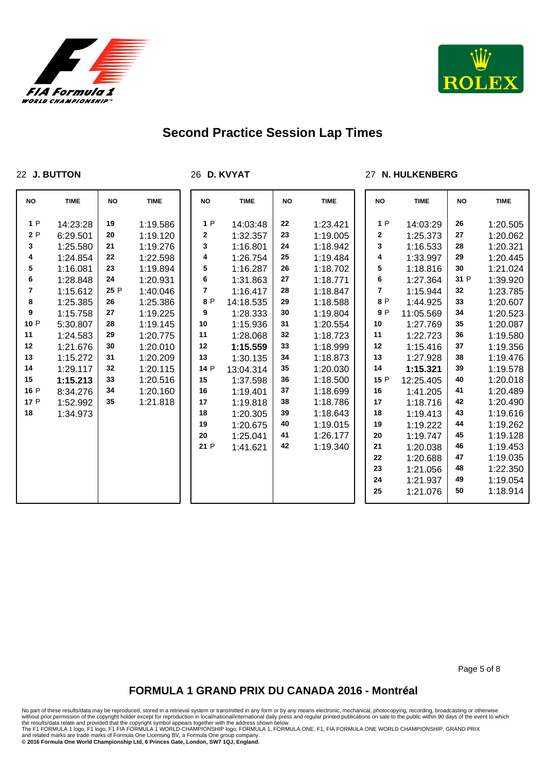# Second Practice Session Lap Times

### 22 J. BUTTON

| NO | TIME | NO | TIME |
|---|---|---|---|
| 1 P | 14:23:28 | 19 | 1:19.586 |
| 2 P | 6:29.501 | 20 | 1:19.120 |
| 3 | 1:25.580 | 21 | 1:19.276 |
| 4 | 1:24.854 | 22 | 1:22.598 |
| 5 | 1:16.081 | 23 | 1:19.894 |
| 6 | 1:28.848 | 24 | 1:20.931 |
| 7 | 1:15.612 | 25 P | 1:40.046 |
| 8 | 1:25.385 | 26 | 1:25.386 |
| 9 | 1:15.758 | 27 | 1:19.225 |
| 10 P | 5:30.807 | 28 | 1:19.145 |
| 11 | 1:24.583 | 29 | 1:20.775 |
| 12 | 1:21.676 | 30 | 1:20.010 |
| 13 | 1:15.272 | 31 | 1:20.209 |
| 14 | 1:29.117 | 32 | 1:20.115 |
| 15 | **1:15.213** | 33 | 1:20.516 |
| 16 P | 8:34.276 | 34 | 1:20.160 |
| 17 P | 1:52.992 | 35 | 1:21.818 |
| 18 | 1:34.973 | | |

### 26 D. KVYAT

| NO | TIME | NO | TIME |
|---|---|---|---|
| 1 P | 14:03:48 | 22 | 1:23.421 |
| 2 | 1:32.357 | 23 | 1:19.005 |
| 3 | 1:16.801 | 24 | 1:18.942 |
| 4 | 1:26.754 | 25 | 1:19.484 |
| 5 | 1:16.287 | 26 | 1:18.702 |
| 6 | 1:31.863 | 27 | 1:18.771 |
| 7 | 1:16.417 | 28 | 1:18.847 |
| 8 P | 14:18.535 | 29 | 1:18.588 |
| 9 | 1:28.333 | 30 | 1:19.804 |
| 10 | 1:15.936 | 31 | 1:20.554 |
| 11 | 1:28.068 | 32 | 1:18.723 |
| 12 | **1:15.559** | 33 | 1:18.999 |
| 13 | 1:30.135 | 34 | 1:18.873 |
| 14 P | 13:04.314 | 35 | 1:20.030 |
| 15 | 1:37.598 | 36 | 1:18.500 |
| 16 | 1:19.401 | 37 | 1:18.699 |
| 17 | 1:19.818 | 38 | 1:18.786 |
| 18 | 1:20.305 | 39 | 1:18.643 |
| 19 | 1:20.675 | 40 | 1:19.015 |
| 20 | 1:25.041 | 41 | 1:26.177 |
| 21 P | 1:41.621 | 42 | 1:19.340 |

### 27 N. HULKENBERG

| NO | TIME | NO | TIME |
|---|---|---|---|
| 1 P | 14:03:29 | 26 | 1:20.505 |
| 2 | 1:25.373 | 27 | 1:20.062 |
| 3 | 1:16.533 | 28 | 1:20.321 |
| 4 | 1:33.997 | 29 | 1:20.445 |
| 5 | 1:18.816 | 30 | 1:21.024 |
| 6 | 1:27.364 | 31 P | 1:39.920 |
| 7 | 1:15.944 | 32 | 1:23.785 |
| 8 P | 1:44.925 | 33 | 1:20.607 |
| 9 P | 11:05.569 | 34 | 1:20.523 |
| 10 | 1:27.769 | 35 | 1:20.087 |
| 11 | 1:22.723 | 36 | 1:19.580 |
| 12 | 1:15.416 | 37 | 1:19.356 |
| 13 | 1:27.928 | 38 | 1:19.476 |
| 14 | **1:15.321** | 39 | 1:19.578 |
| 15 P | 12:25.405 | 40 | 1:20.018 |
| 16 | 1:41.205 | 41 | 1:20.489 |
| 17 | 1:18.716 | 42 | 1:20.490 |
| 18 | 1:19.413 | 43 | 1:19.616 |
| 19 | 1:19.222 | 44 | 1:19.262 |
| 20 | 1:19.747 | 45 | 1:19.128 |
| 21 | 1:20.038 | 46 | 1:19.453 |
| 22 | 1:20.688 | 47 | 1:19.035 |
| 23 | 1:21.056 | 48 | 1:22.350 |
| 24 | 1:21.937 | 49 | 1:19.054 |
| 25 | 1:21.076 | 50 | 1:18.914 |

## FORMULA 1 GRAND PRIX DU CANADA 2016 - Montréal

No part of these results/data may be reproduced, stored in a retrieval system or transmitted in any form or by any means electronic, mechanical, photocopying, recording, broadcasting or otherwise without prior permission of the copyright holder except for reproduction in local/national/international daily press and regular printed publications on sale to the public within 90 days of the event to which the results/data relate and provided that the copyright symbol appears together with the address shown below.
The F1 FORMULA 1 logo, F1 logo, F1 FIA FORMULA 1 WORLD CHAMPIONSHIP logo, FORMULA 1, FORMULA ONE, F1, FIA FORMULA ONE WORLD CHAMPIONSHIP, GRAND PRIX and related marks are trade marks of Formula One Licensing BV, a Formula One group company.
**© 2016 Formula One World Championship Ltd, 6 Princes Gate, London, SW7 1QJ, England.**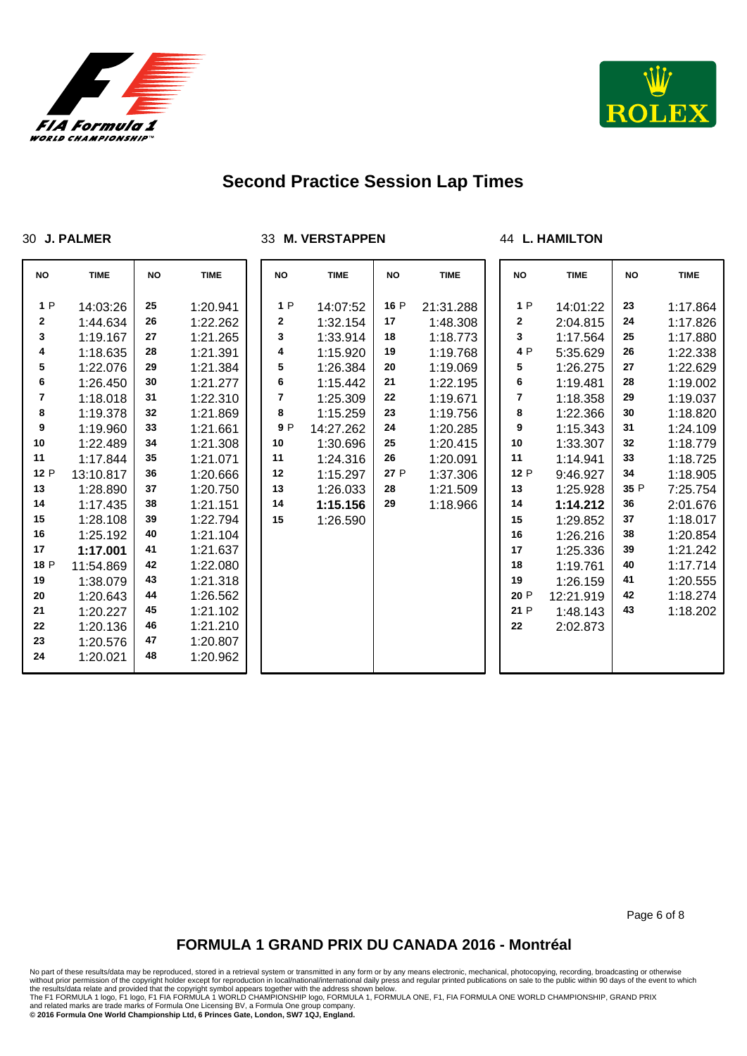# Second Practice Session Lap Times

## 30 J. PALMER

| NO | TIME | NO | TIME |
|---|---|---|---|
| 1 P | 14:03:26 | 25 | 1:20.941 |
| 2 | 1:44.634 | 26 | 1:22.262 |
| 3 | 1:19.167 | 27 | 1:21.265 |
| 4 | 1:18.635 | 28 | 1:21.391 |
| 5 | 1:22.076 | 29 | 1:21.384 |
| 6 | 1:26.450 | 30 | 1:21.277 |
| 7 | 1:18.018 | 31 | 1:22.310 |
| 8 | 1:19.378 | 32 | 1:21.869 |
| 9 | 1:19.960 | 33 | 1:21.661 |
| 10 | 1:22.489 | 34 | 1:21.308 |
| 11 | 1:17.844 | 35 | 1:21.071 |
| 12 P | 13:10.817 | 36 | 1:20.666 |
| 13 | 1:28.890 | 37 | 1:20.750 |
| 14 | 1:17.435 | 38 | 1:21.151 |
| 15 | 1:28.108 | 39 | 1:22.794 |
| 16 | 1:25.192 | 40 | 1:21.104 |
| 17 | **1:17.001** | 41 | 1:21.637 |
| 18 P | 11:54.869 | 42 | 1:22.080 |
| 19 | 1:38.079 | 43 | 1:21.318 |
| 20 | 1:20.643 | 44 | 1:26.562 |
| 21 | 1:20.227 | 45 | 1:21.102 |
| 22 | 1:20.136 | 46 | 1:21.210 |
| 23 | 1:20.576 | 47 | 1:20.807 |
| 24 | 1:20.021 | 48 | 1:20.962 |

## 33 M. VERSTAPPEN

| NO | TIME | NO | TIME |
|---|---|---|---|
| 1 P | 14:07:52 | 16 P | 21:31.288 |
| 2 | 1:32.154 | 17 | 1:48.308 |
| 3 | 1:33.914 | 18 | 1:18.773 |
| 4 | 1:15.920 | 19 | 1:19.768 |
| 5 | 1:26.384 | 20 | 1:19.069 |
| 6 | 1:15.442 | 21 | 1:22.195 |
| 7 | 1:25.309 | 22 | 1:19.671 |
| 8 | 1:15.259 | 23 | 1:19.756 |
| 9 P | 14:27.262 | 24 | 1:20.285 |
| 10 | 1:30.696 | 25 | 1:20.415 |
| 11 | 1:24.316 | 26 | 1:20.091 |
| 12 | 1:15.297 | 27 P | 1:37.306 |
| 13 | 1:26.033 | 28 | 1:21.509 |
| 14 | **1:15.156** | 29 | 1:18.966 |
| 15 | 1:26.590 | | |

## 44 L. HAMILTON

| NO | TIME | NO | TIME |
|---|---|---|---|
| 1 P | 14:01:22 | 23 | 1:17.864 |
| 2 | 2:04.815 | 24 | 1:17.826 |
| 3 | 1:17.564 | 25 | 1:17.880 |
| 4 P | 5:35.629 | 26 | 1:22.338 |
| 5 | 1:26.275 | 27 | 1:22.629 |
| 6 | 1:19.481 | 28 | 1:19.002 |
| 7 | 1:18.358 | 29 | 1:19.037 |
| 8 | 1:22.366 | 30 | 1:18.820 |
| 9 | 1:15.343 | 31 | 1:24.109 |
| 10 | 1:33.307 | 32 | 1:18.779 |
| 11 | 1:14.941 | 33 | 1:18.725 |
| 12 P | 9:46.927 | 34 | 1:18.905 |
| 13 | 1:25.928 | 35 P | 7:25.754 |
| 14 | **1:14.212** | 36 | 2:01.676 |
| 15 | 1:29.852 | 37 | 1:18.017 |
| 16 | 1:26.216 | 38 | 1:20.854 |
| 17 | 1:25.336 | 39 | 1:21.242 |
| 18 | 1:19.761 | 40 | 1:17.714 |
| 19 | 1:26.159 | 41 | 1:20.555 |
| 20 P | 12:21.919 | 42 | 1:18.274 |
| 21 P | 1:48.143 | 43 | 1:18.202 |
| 22 | 2:02.873 | | |

## FORMULA 1 GRAND PRIX DU CANADA 2016 - Montréal

No part of these results/data may be reproduced, stored in a retrieval system or transmitted in any form or by any means electronic, mechanical, photocopying, recording, broadcasting or otherwise without prior permission of the copyright holder except for reproduction in local/national/international daily press and regular printed publications on sale to the public within 90 days of the event to which the results/data relate and provided that the copyright symbol appears together with the address shown below.
The F1 FORMULA 1 logo, F1 logo, F1 FIA FORMULA 1 WORLD CHAMPIONSHIP logo, FORMULA 1, FORMULA ONE, F1, FIA FORMULA ONE WORLD CHAMPIONSHIP, GRAND PRIX and related marks are trade marks of Formula One Licensing BV, a Formula One group company.
**© 2016 Formula One World Championship Ltd, 6 Princes Gate, London, SW7 1QJ, England.**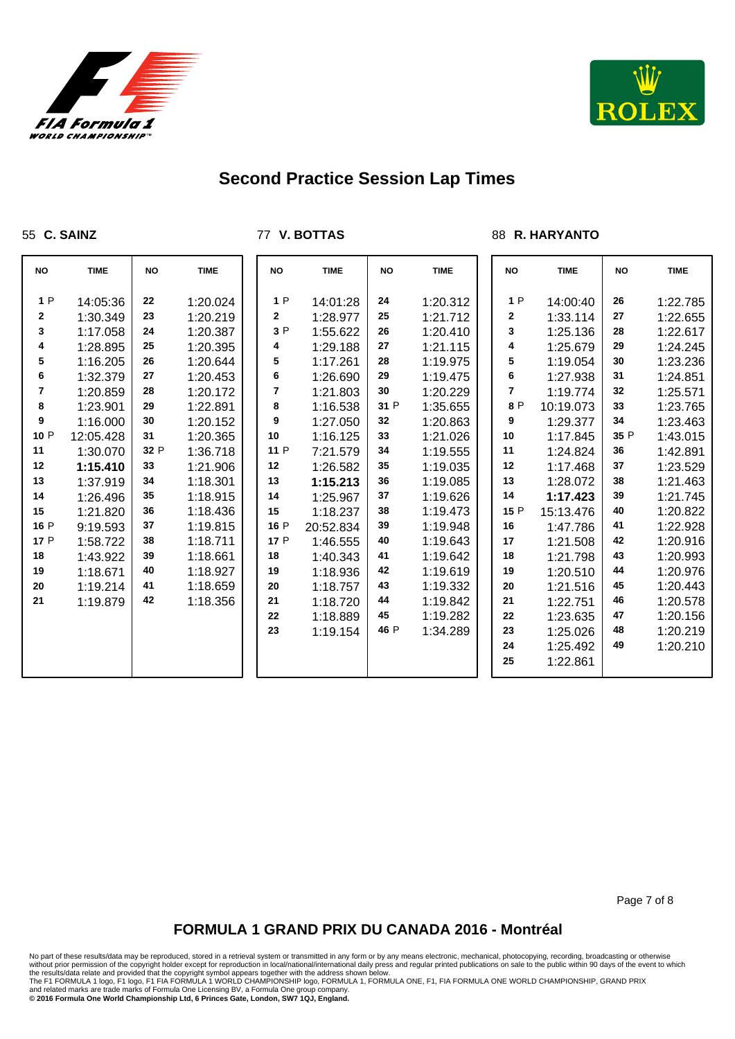# Second Practice Session Lap Times

## 55 C. SAINZ

| NO | TIME | NO | TIME |
|---|---|---|---|
| 1 P | 14:05:36 | 22 | 1:20.024 |
| 2 | 1:30.349 | 23 | 1:20.219 |
| 3 | 1:17.058 | 24 | 1:20.387 |
| 4 | 1:28.895 | 25 | 1:20.395 |
| 5 | 1:16.205 | 26 | 1:20.644 |
| 6 | 1:32.379 | 27 | 1:20.453 |
| 7 | 1:20.859 | 28 | 1:20.172 |
| 8 | 1:23.901 | 29 | 1:22.891 |
| 9 | 1:16.000 | 30 | 1:20.152 |
| 10 P | 12:05.428 | 31 | 1:20.365 |
| 11 | 1:30.070 | 32 P | 1:36.718 |
| 12 | **1:15.410** | 33 | 1:21.906 |
| 13 | 1:37.919 | 34 | 1:18.301 |
| 14 | 1:26.496 | 35 | 1:18.915 |
| 15 | 1:21.820 | 36 | 1:18.436 |
| 16 P | 9:19.593 | 37 | 1:19.815 |
| 17 P | 1:58.722 | 38 | 1:18.711 |
| 18 | 1:43.922 | 39 | 1:18.661 |
| 19 | 1:18.671 | 40 | 1:18.927 |
| 20 | 1:19.214 | 41 | 1:18.659 |
| 21 | 1:19.879 | 42 | 1:18.356 |

## 77 V. BOTTAS

| NO | TIME | NO | TIME |
|---|---|---|---|
| 1 P | 14:01:28 | 24 | 1:20.312 |
| 2 | 1:28.977 | 25 | 1:21.712 |
| 3 P | 1:55.622 | 26 | 1:20.410 |
| 4 | 1:29.188 | 27 | 1:21.115 |
| 5 | 1:17.261 | 28 | 1:19.975 |
| 6 | 1:26.690 | 29 | 1:19.475 |
| 7 | 1:21.803 | 30 | 1:20.229 |
| 8 | 1:16.538 | 31 P | 1:35.655 |
| 9 | 1:27.050 | 32 | 1:20.863 |
| 10 | 1:16.125 | 33 | 1:21.026 |
| 11 P | 7:21.579 | 34 | 1:19.555 |
| 12 | 1:26.582 | 35 | 1:19.035 |
| 13 | **1:15.213** | 36 | 1:19.085 |
| 14 | 1:25.967 | 37 | 1:19.626 |
| 15 | 1:18.237 | 38 | 1:19.473 |
| 16 P | 20:52.834 | 39 | 1:19.948 |
| 17 P | 1:46.555 | 40 | 1:19.643 |
| 18 | 1:40.343 | 41 | 1:19.642 |
| 19 | 1:18.936 | 42 | 1:19.619 |
| 20 | 1:18.757 | 43 | 1:19.332 |
| 21 | 1:18.720 | 44 | 1:19.842 |
| 22 | 1:18.889 | 45 | 1:19.282 |
| 23 | 1:19.154 | 46 P | 1:34.289 |

## 88 R. HARYANTO

| NO | TIME | NO | TIME |
|---|---|---|---|
| 1 P | 14:00:40 | 26 | 1:22.785 |
| 2 | 1:33.114 | 27 | 1:22.655 |
| 3 | 1:25.136 | 28 | 1:22.617 |
| 4 | 1:25.679 | 29 | 1:24.245 |
| 5 | 1:19.054 | 30 | 1:23.236 |
| 6 | 1:27.938 | 31 | 1:24.851 |
| 7 | 1:19.774 | 32 | 1:25.571 |
| 8 P | 10:19.073 | 33 | 1:23.765 |
| 9 | 1:29.377 | 34 | 1:23.463 |
| 10 | 1:17.845 | 35 P | 1:43.015 |
| 11 | 1:24.824 | 36 | 1:42.891 |
| 12 | 1:17.468 | 37 | 1:23.529 |
| 13 | 1:28.072 | 38 | 1:21.463 |
| 14 | **1:17.423** | 39 | 1:21.745 |
| 15 P | 15:13.476 | 40 | 1:20.822 |
| 16 | 1:47.786 | 41 | 1:22.928 |
| 17 | 1:21.508 | 42 | 1:20.916 |
| 18 | 1:21.798 | 43 | 1:20.993 |
| 19 | 1:20.510 | 44 | 1:20.976 |
| 20 | 1:21.516 | 45 | 1:20.443 |
| 21 | 1:22.751 | 46 | 1:20.578 |
| 22 | 1:23.635 | 47 | 1:20.156 |
| 23 | 1:25.026 | 48 | 1:20.219 |
| 24 | 1:25.492 | 49 | 1:20.210 |
| 25 | 1:22.861 | | |

FORMULA 1 GRAND PRIX DU CANADA 2016 - Montréal

No part of these results/data may be reproduced, stored in a retrieval system or transmitted in any form or by any means electronic, mechanical, photocopying, recording, broadcasting or otherwise without prior permission of the copyright holder except for reproduction in local/national/international daily press and regular printed publications on sale to the public within 90 days of the event to which the results/data relate and provided that the copyright symbol appears together with the address shown below.
The F1 FORMULA 1 logo, F1 logo, F1 FIA FORMULA 1 WORLD CHAMPIONSHIP logo, FORMULA 1, FORMULA ONE, F1, FIA FORMULA ONE WORLD CHAMPIONSHIP, GRAND PRIX and related marks are trade marks of Formula One Licensing BV, a Formula One group company.
**© 2016 Formula One World Championship Ltd, 6 Princes Gate, London, SW7 1QJ, England.**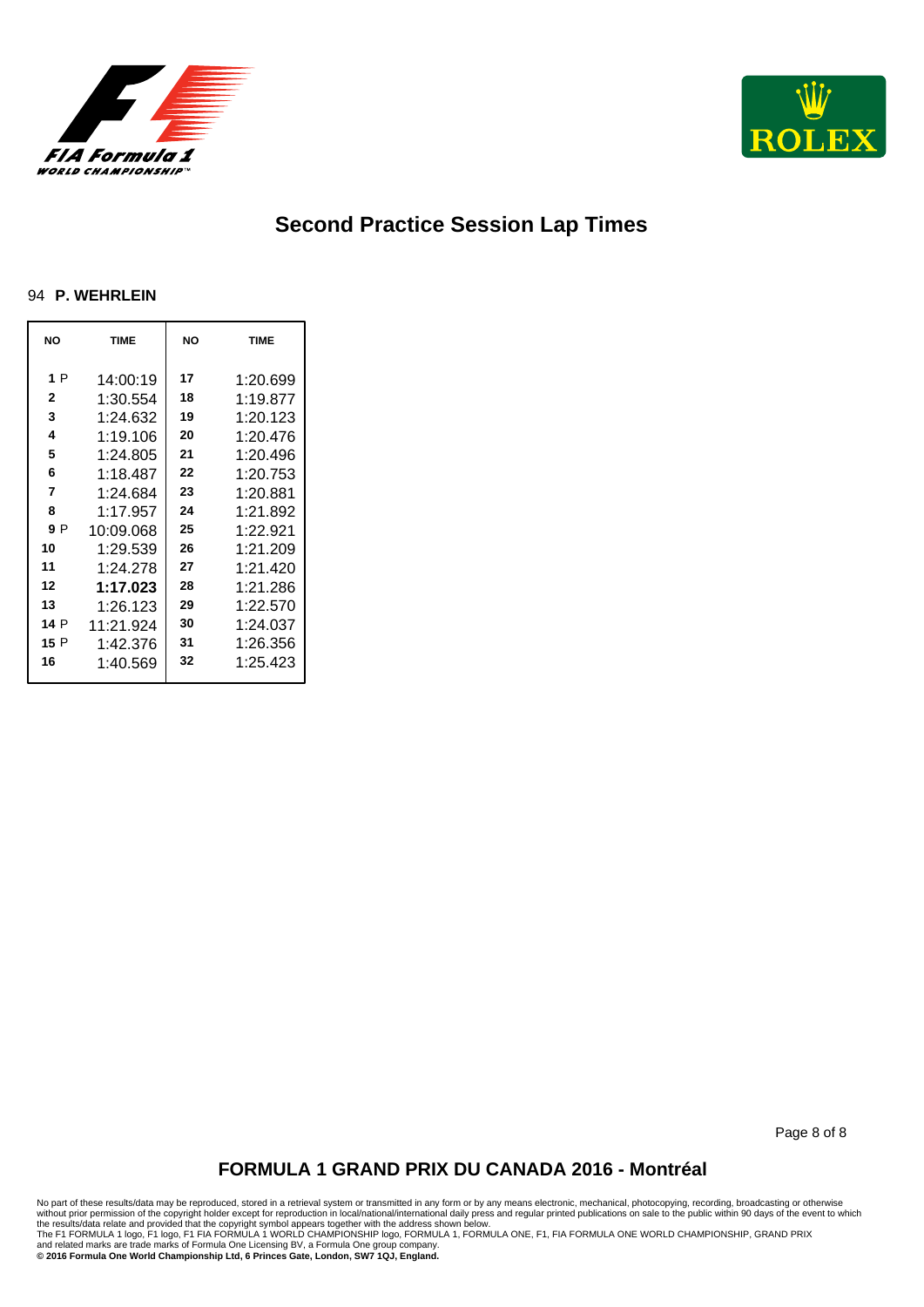# Second Practice Session Lap Times

94 **P. WEHRLEIN**

| NO | TIME | NO | TIME |
|---|---|---|---|
| 1 P | 14:00:19 | 17 | 1:20.699 |
| 2 | 1:30.554 | 18 | 1:19.877 |
| 3 | 1:24.632 | 19 | 1:20.123 |
| 4 | 1:19.106 | 20 | 1:20.476 |
| 5 | 1:24.805 | 21 | 1:20.496 |
| 6 | 1:18.487 | 22 | 1:20.753 |
| 7 | 1:24.684 | 23 | 1:20.881 |
| 8 | 1:17.957 | 24 | 1:21.892 |
| 9 P | 10:09.068 | 25 | 1:22.921 |
| 10 | 1:29.539 | 26 | 1:21.209 |
| 11 | 1:24.278 | 27 | 1:21.420 |
| 12 | **1:17.023** | 28 | 1:21.286 |
| 13 | 1:26.123 | 29 | 1:22.570 |
| 14 P | 11:21.924 | 30 | 1:24.037 |
| 15 P | 1:42.376 | 31 | 1:26.356 |
| 16 | 1:40.569 | 32 | 1:25.423 |

## FORMULA 1 GRAND PRIX DU CANADA 2016 - Montréal

No part of these results/data may be reproduced, stored in a retrieval system or transmitted in any form or by any means electronic, mechanical, photocopying, recording, broadcasting or otherwise without prior permission of the copyright holder except for reproduction in local/national/international daily press and regular printed publications on sale to the public within 90 days of the event to which the results/data relate and provided that the copyright symbol appears together with the address shown below.
The F1 FORMULA 1 logo, F1 logo, F1 FIA FORMULA 1 WORLD CHAMPIONSHIP logo, FORMULA 1, FORMULA ONE, F1, FIA FORMULA ONE WORLD CHAMPIONSHIP, GRAND PRIX and related marks are trade marks of Formula One Licensing BV, a Formula One group company.
**© 2016 Formula One World Championship Ltd, 6 Princes Gate, London, SW7 1QJ, England.**